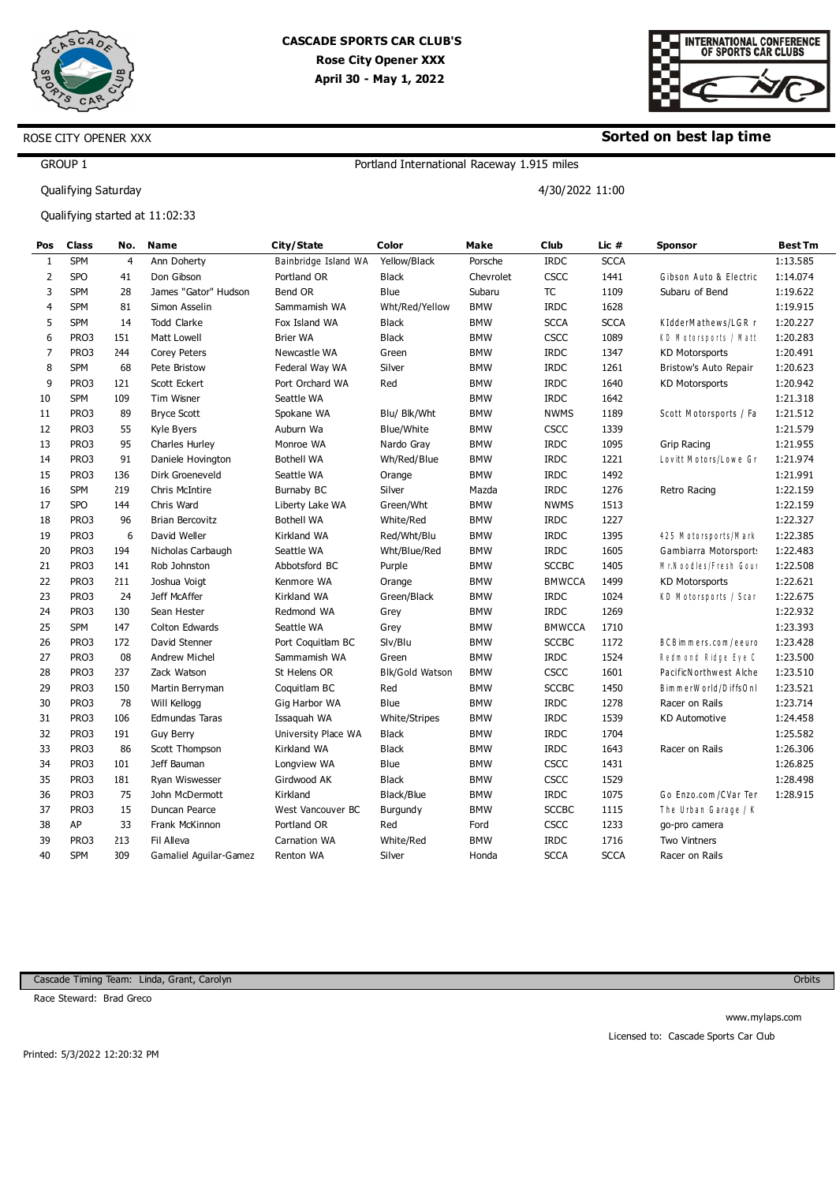# CASCADE SPORTS CAR CLUB'S
**Rose City Opener XXX**
**April 30 - May 1, 2022**

ROSE CITY OPENER XXX

**Sorted on best lap time**

GROUP 1

Portland International Raceway 1.915 miles

Qualifying Saturday

4/30/2022 11:00

Qualifying started at 11:02:33

| Pos | Class | No. | Name | City/State | Color | Make | Club | Lic # | Sponsor | Best Tm |
|---|---|---|---|---|---|---|---|---|---|---|
| 1 | SPM | 4 | Ann Doherty | Bainbridge Island WA | Yellow/Black | Porsche | IRDC | SCCA | | 1:13.585 |
| 2 | SPO | 41 | Don Gibson | Portland OR | Black | Chevrolet | CSCC | 1441 | Gibson Auto & Electric | 1:14.074 |
| 3 | SPM | 28 | James "Gator" Hudson | Bend OR | Blue | Subaru | TC | 1109 | Subaru of Bend | 1:19.622 |
| 4 | SPM | 81 | Simon Asselin | Sammamish WA | Wht/Red/Yellow | BMW | IRDC | 1628 | | 1:19.915 |
| 5 | SPM | 14 | Todd Clarke | Fox Island WA | Black | BMW | SCCA | SCCA | KIdderMathews/LGR r | 1:20.227 |
| 6 | PRO3 | 151 | Matt Lowell | Brier WA | Black | BMW | CSCC | 1089 | KD Motorsports / Matt | 1:20.283 |
| 7 | PRO3 | 244 | Corey Peters | Newcastle WA | Green | BMW | IRDC | 1347 | KD Motorsports | 1:20.491 |
| 8 | SPM | 68 | Pete Bristow | Federal Way WA | Silver | BMW | IRDC | 1261 | Bristow's Auto Repair | 1:20.623 |
| 9 | PRO3 | 121 | Scott Eckert | Port Orchard WA | Red | BMW | IRDC | 1640 | KD Motorsports | 1:20.942 |
| 10 | SPM | 109 | Tim Wisner | Seattle WA | | BMW | IRDC | 1642 | | 1:21.318 |
| 11 | PRO3 | 89 | Bryce Scott | Spokane WA | Blu/ Blk/Wht | BMW | NWMS | 1189 | Scott Motorsports / Fa | 1:21.512 |
| 12 | PRO3 | 55 | Kyle Byers | Auburn Wa | Blue/White | BMW | CSCC | 1339 | | 1:21.579 |
| 13 | PRO3 | 95 | Charles Hurley | Monroe WA | Nardo Gray | BMW | IRDC | 1095 | Grip Racing | 1:21.955 |
| 14 | PRO3 | 91 | Daniele Hovington | Bothell WA | Wh/Red/Blue | BMW | IRDC | 1221 | Lovitt Motors/Lowe Gr | 1:21.974 |
| 15 | PRO3 | 136 | Dirk Groeneveld | Seattle WA | Orange | BMW | IRDC | 1492 | | 1:21.991 |
| 16 | SPM | 219 | Chris McIntire | Burnaby BC | Silver | Mazda | IRDC | 1276 | Retro Racing | 1:22.159 |
| 17 | SPO | 144 | Chris Ward | Liberty Lake WA | Green/Wht | BMW | NWMS | 1513 | | 1:22.159 |
| 18 | PRO3 | 96 | Brian Bercovitz | Bothell WA | White/Red | BMW | IRDC | 1227 | | 1:22.327 |
| 19 | PRO3 | 6 | David Weller | Kirkland WA | Red/Wht/Blu | BMW | IRDC | 1395 | 425 Motorsports/Mark | 1:22.385 |
| 20 | PRO3 | 194 | Nicholas Carbaugh | Seattle WA | Wht/Blue/Red | BMW | IRDC | 1605 | Gambiarra Motorsport | 1:22.483 |
| 21 | PRO3 | 141 | Rob Johnston | Abbotsford BC | Purple | BMW | SCCBC | 1405 | Mr.Noodles/Fresh Gour | 1:22.508 |
| 22 | PRO3 | 211 | Joshua Voigt | Kenmore WA | Orange | BMW | BMWCCA | 1499 | KD Motorsports | 1:22.621 |
| 23 | PRO3 | 24 | Jeff McAffer | Kirkland WA | Green/Black | BMW | IRDC | 1024 | KD Motorsports / Scar | 1:22.675 |
| 24 | PRO3 | 130 | Sean Hester | Redmond WA | Grey | BMW | IRDC | 1269 | | 1:22.932 |
| 25 | SPM | 147 | Colton Edwards | Seattle WA | Grey | BMW | BMWCCA | 1710 | | 1:23.393 |
| 26 | PRO3 | 172 | David Stenner | Port Coquitlam BC | Slv/Blu | BMW | SCCBC | 1172 | BCBimmers.com/eeuro | 1:23.428 |
| 27 | PRO3 | 08 | Andrew Michel | Sammamish WA | Green | BMW | IRDC | 1524 | Redmond Ridge Eye C | 1:23.500 |
| 28 | PRO3 | 237 | Zack Watson | St Helens OR | Blk/Gold Watson | BMW | CSCC | 1601 | PacificNorthwest Alche | 1:23.510 |
| 29 | PRO3 | 150 | Martin Berryman | Coquitlam BC | Red | BMW | SCCBC | 1450 | BimmerWorld/DiffsOnl | 1:23.521 |
| 30 | PRO3 | 78 | Will Kellogg | Gig Harbor WA | Blue | BMW | IRDC | 1278 | Racer on Rails | 1:23.714 |
| 31 | PRO3 | 106 | Edmundas Taras | Issaquah WA | White/Stripes | BMW | IRDC | 1539 | KD Automotive | 1:24.458 |
| 32 | PRO3 | 191 | Guy Berry | University Place WA | Black | BMW | IRDC | 1704 | | 1:25.582 |
| 33 | PRO3 | 86 | Scott Thompson | Kirkland WA | Black | BMW | IRDC | 1643 | Racer on Rails | 1:26.306 |
| 34 | PRO3 | 101 | Jeff Bauman | Longview WA | Blue | BMW | CSCC | 1431 | | 1:26.825 |
| 35 | PRO3 | 181 | Ryan Wiswesser | Girdwood AK | Black | BMW | CSCC | 1529 | | 1:28.498 |
| 36 | PRO3 | 75 | John McDermott | Kirkland | Black/Blue | BMW | IRDC | 1075 | Go Enzo.com/CVar Ter | 1:28.915 |
| 37 | PRO3 | 15 | Duncan Pearce | West Vancouver BC | Burgundy | BMW | SCCBC | 1115 | The Urban Garage / K | |
| 38 | AP | 33 | Frank McKinnon | Portland OR | Red | Ford | CSCC | 1233 | go-pro camera | |
| 39 | PRO3 | 213 | Fil Alleva | Carnation WA | White/Red | BMW | IRDC | 1716 | Two Vintners | |
| 40 | SPM | 309 | Gamaliel Aguilar-Gamez | Renton WA | Silver | Honda | SCCA | SCCA | Racer on Rails | |

Cascade Timing Team: Linda, Grant, Carolyn

Orbits

Race Steward: Brad Greco

www.mylaps.com

Licensed to: Cascade Sports Car Club

Printed: 5/3/2022 12:20:32 PM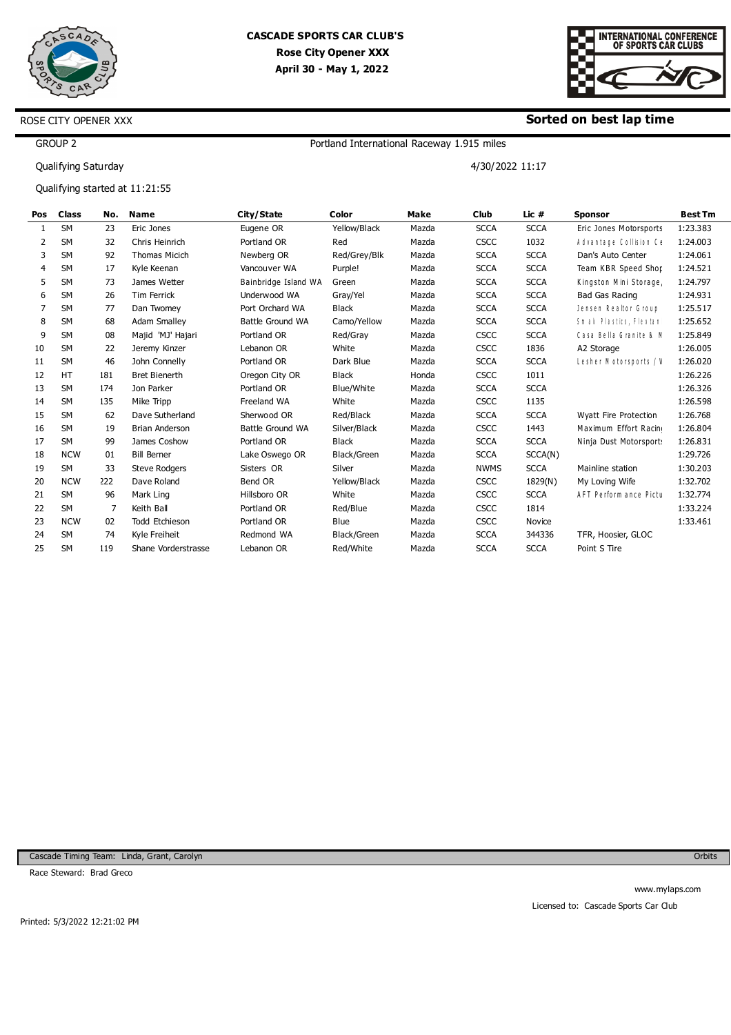# CASCADE SPORTS CAR CLUB'S
## Rose City Opener XXX
**April 30 - May 1, 2022**

ROSE CITY OPENER XXX

**Sorted on best lap time**

GROUP 2

Portland International Raceway 1.915 miles

Qualifying Saturday

4/30/2022 11:17

Qualifying started at 11:21:55

| Pos | Class | No. | Name | City/State | Color | Make | Club | Lic # | Sponsor | Best Tm |
|---|---|---|---|---|---|---|---|---|---|---|
| 1 | SM | 23 | Eric Jones | Eugene OR | Yellow/Black | Mazda | SCCA | SCCA | Eric Jones Motorsports | 1:23.383 |
| 2 | SM | 32 | Chris Heinrich | Portland OR | Red | Mazda | CSCC | 1032 | Advantage Collision Ce | 1:24.003 |
| 3 | SM | 92 | Thomas Micich | Newberg OR | Red/Grey/Blk | Mazda | SCCA | SCCA | Dan's Auto Center | 1:24.061 |
| 4 | SM | 17 | Kyle Keenan | Vancouver WA | Purple! | Mazda | SCCA | SCCA | Team KBR Speed Shop | 1:24.521 |
| 5 | SM | 73 | James Wetter | Bainbridge Island WA | Green | Mazda | SCCA | SCCA | Kingston Mini Storage, | 1:24.797 |
| 6 | SM | 26 | Tim Ferrick | Underwood WA | Gray/Yel | Mazda | SCCA | SCCA | Bad Gas Racing | 1:24.931 |
| 7 | SM | 77 | Dan Twomey | Port Orchard WA | Black | Mazda | SCCA | SCCA | Jensen Realtor Group | 1:25.517 |
| 8 | SM | 68 | Adam Smalley | Battle Ground WA | Camo/Yellow | Mazda | SCCA | SCCA | Smak Plastics, Flextan | 1:25.652 |
| 9 | SM | 08 | Majid 'MJ' Hajari | Portland OR | Red/Gray | Mazda | CSCC | SCCA | Casa Bella Granite & M | 1:25.849 |
| 10 | SM | 22 | Jeremy Kinzer | Lebanon OR | White | Mazda | CSCC | 1836 | A2 Storage | 1:26.005 |
| 11 | SM | 46 | John Connelly | Portland OR | Dark Blue | Mazda | SCCA | SCCA | Lesher Motorsports / W | 1:26.020 |
| 12 | HT | 181 | Bret Bienerth | Oregon City OR | Black | Honda | CSCC | 1011 | | 1:26.226 |
| 13 | SM | 174 | Jon Parker | Portland OR | Blue/White | Mazda | SCCA | SCCA | | 1:26.326 |
| 14 | SM | 135 | Mike Tripp | Freeland WA | White | Mazda | CSCC | 1135 | | 1:26.598 |
| 15 | SM | 62 | Dave Sutherland | Sherwood OR | Red/Black | Mazda | SCCA | SCCA | Wyatt Fire Protection | 1:26.768 |
| 16 | SM | 19 | Brian Anderson | Battle Ground WA | Silver/Black | Mazda | CSCC | 1443 | Maximum Effort Racing | 1:26.804 |
| 17 | SM | 99 | James Coshow | Portland OR | Black | Mazda | SCCA | SCCA | Ninja Dust Motorsports | 1:26.831 |
| 18 | NCW | 01 | Bill Berner | Lake Oswego OR | Black/Green | Mazda | SCCA | SCCA(N) | | 1:29.726 |
| 19 | SM | 33 | Steve Rodgers | Sisters OR | Silver | Mazda | NWMS | SCCA | Mainline station | 1:30.203 |
| 20 | NCW | 222 | Dave Roland | Bend OR | Yellow/Black | Mazda | CSCC | 1829(N) | My Loving Wife | 1:32.702 |
| 21 | SM | 96 | Mark Ling | Hillsboro OR | White | Mazda | CSCC | SCCA | AFT Performance Pictu | 1:32.774 |
| 22 | SM | 7 | Keith Ball | Portland OR | Red/Blue | Mazda | CSCC | 1814 | | 1:33.224 |
| 23 | NCW | 02 | Todd Etchieson | Portland OR | Blue | Mazda | CSCC | Novice | | 1:33.461 |
| 24 | SM | 74 | Kyle Freiheit | Redmond WA | Black/Green | Mazda | SCCA | 344336 | TFR, Hoosier, GLOC | |
| 25 | SM | 119 | Shane Vorderstrasse | Lebanon OR | Red/White | Mazda | SCCA | SCCA | Point S Tire | |

Cascade Timing Team: Linda, Grant, Carolyn

Orbits

Race Steward: Brad Greco

www.mylaps.com

Licensed to: Cascade Sports Car Club

Printed: 5/3/2022 12:21:02 PM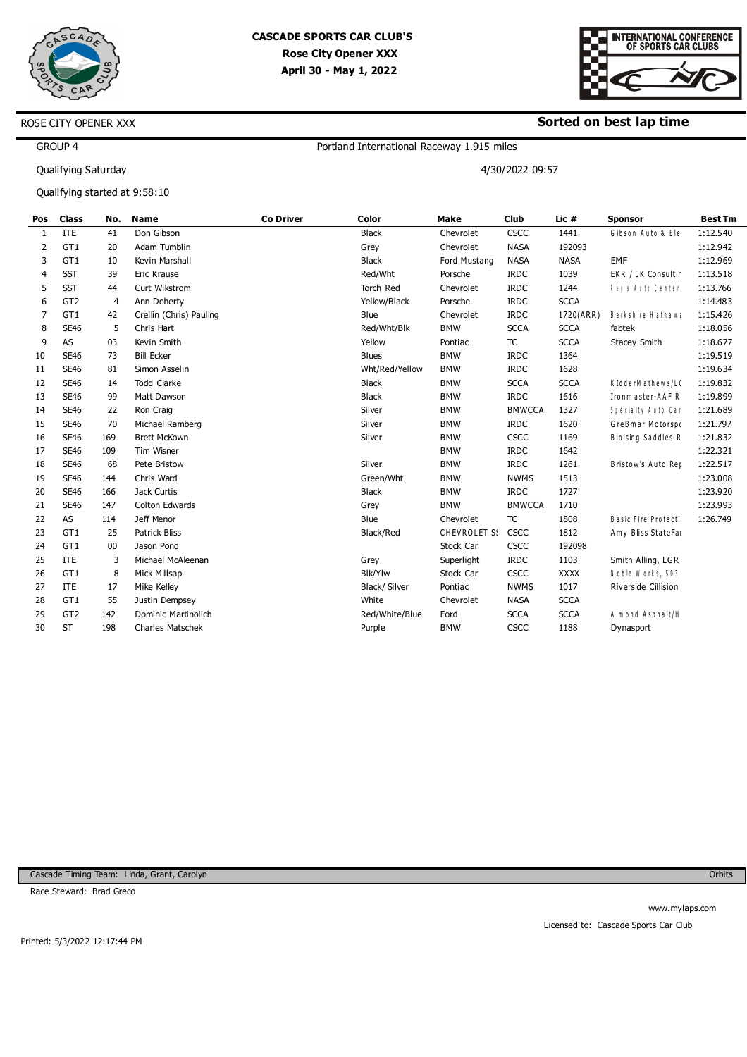# CASCADE SPORTS CAR CLUB'S
## Rose City Opener XXX
## April 30 - May 1, 2022

INTERNATIONAL CONFERENCE OF SPORTS CAR CLUBS

ROSE CITY OPENER XXX

**Sorted on best lap time**

GROUP 4

Portland International Raceway 1.915 miles

Qualifying Saturday

4/30/2022 09:57

Qualifying started at 9:58:10

| Pos | Class | No. | Name | Co Driver | Color | Make | Club | Lic # | Sponsor | Best Tm |
|---|---|---|---|---|---|---|---|---|---|---|
| 1 | ITE | 41 | Don Gibson | | Black | Chevrolet | CSCC | 1441 | Gibson Auto & Ele | 1:12.540 |
| 2 | GT1 | 20 | Adam Tumblin | | Grey | Chevrolet | NASA | 192093 | | 1:12.942 |
| 3 | GT1 | 10 | Kevin Marshall | | Black | Ford Mustang | NASA | NASA | EMF | 1:12.969 |
| 4 | SST | 39 | Eric Krause | | Red/Wht | Porsche | IRDC | 1039 | EKR / JK Consultin | 1:13.518 |
| 5 | SST | 44 | Curt Wikstrom | | Torch Red | Chevrolet | IRDC | 1244 | Ray's Auto Center | 1:13.766 |
| 6 | GT2 | 4 | Ann Doherty | | Yellow/Black | Porsche | IRDC | SCCA | | 1:14.483 |
| 7 | GT1 | 42 | Crellin (Chris) Pauling | | Blue | Chevrolet | IRDC | 1720(ARR) | Berkshire Hathawa | 1:15.426 |
| 8 | SE46 | 5 | Chris Hart | | Red/Wht/Blk | BMW | SCCA | SCCA | fabtek | 1:18.056 |
| 9 | AS | 03 | Kevin Smith | | Yellow | Pontiac | TC | SCCA | Stacey Smith | 1:18.677 |
| 10 | SE46 | 73 | Bill Ecker | | Blues | BMW | IRDC | 1364 | | 1:19.519 |
| 11 | SE46 | 81 | Simon Asselin | | Wht/Red/Yellow | BMW | IRDC | 1628 | | 1:19.634 |
| 12 | SE46 | 14 | Todd Clarke | | Black | BMW | SCCA | SCCA | KIdderMathews/LC | 1:19.832 |
| 13 | SE46 | 99 | Matt Dawson | | Black | BMW | IRDC | 1616 | Ironmaster-AAF R | 1:19.899 |
| 14 | SE46 | 22 | Ron Craig | | Silver | BMW | BMWCCA | 1327 | Specialty Auto Car | 1:21.689 |
| 15 | SE46 | 70 | Michael Ramberg | | Silver | BMW | IRDC | 1620 | GreBmar Motorspo | 1:21.797 |
| 16 | SE46 | 169 | Brett McKown | | Silver | BMW | CSCC | 1169 | Bloising Saddles R | 1:21.832 |
| 17 | SE46 | 109 | Tim Wisner | | | BMW | IRDC | 1642 | | 1:22.321 |
| 18 | SE46 | 68 | Pete Bristow | | Silver | BMW | IRDC | 1261 | Bristow's Auto Rep | 1:22.517 |
| 19 | SE46 | 144 | Chris Ward | | Green/Wht | BMW | NWMS | 1513 | | 1:23.008 |
| 20 | SE46 | 166 | Jack Curtis | | Black | BMW | IRDC | 1727 | | 1:23.920 |
| 21 | SE46 | 147 | Colton Edwards | | Grey | BMW | BMWCCA | 1710 | | 1:23.993 |
| 22 | AS | 114 | Jeff Menor | | Blue | Chevrolet | TC | 1808 | Basic Fire Protecti | 1:26.749 |
| 23 | GT1 | 25 | Patrick Bliss | | Black/Red | CHEVROLET S | CSCC | 1812 | Amy Bliss StateFar | |
| 24 | GT1 | 00 | Jason Pond | | | Stock Car | CSCC | 192098 | | |
| 25 | ITE | 3 | Michael McAleenan | | Grey | Superlight | IRDC | 1103 | Smith Alling, LGR | |
| 26 | GT1 | 8 | Mick Millsap | | Blk/Ylw | Stock Car | CSCC | XXXX | Noble Works, 503 | |
| 27 | ITE | 17 | Mike Kelley | | Black/ Silver | Pontiac | NWMS | 1017 | Riverside Cillision | |
| 28 | GT1 | 55 | Justin Dempsey | | White | Chevrolet | NASA | SCCA | | |
| 29 | GT2 | 142 | Dominic Martinolich | | Red/White/Blue | Ford | SCCA | SCCA | Almond Asphalt/H | |
| 30 | ST | 198 | Charles Matschek | | Purple | BMW | CSCC | 1188 | Dynasport | |

Cascade Timing Team: Linda, Grant, Carolyn

Orbits

Race Steward: Brad Greco

www.mylaps.com

Licensed to: Cascade Sports Car Club

Printed: 5/3/2022 12:17:44 PM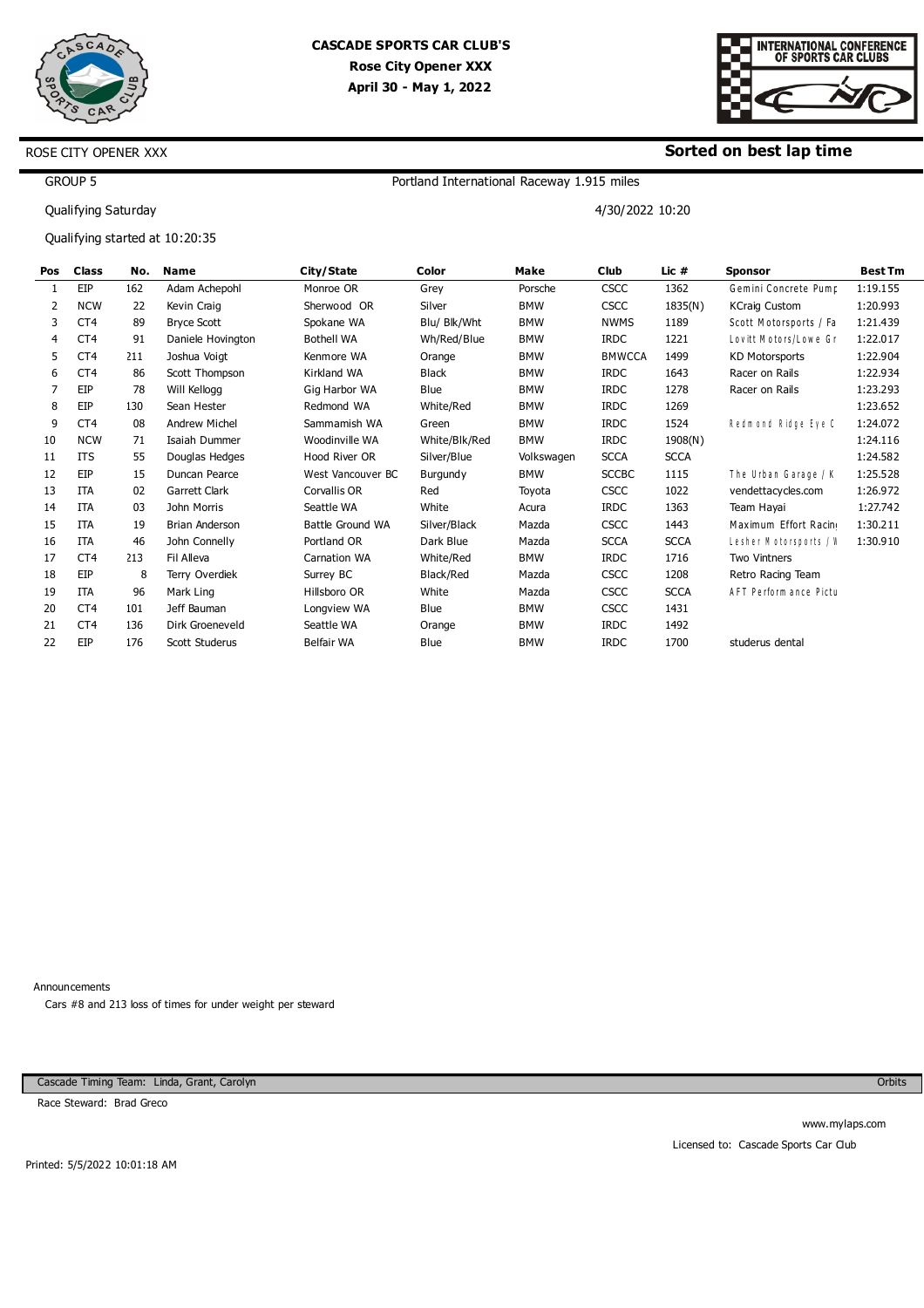# CASCADE SPORTS CAR CLUB'S

**Rose City Opener XXX**

**April 30 - May 1, 2022**

INTERNATIONAL CONFERENCE OF SPORTS CAR CLUBS

ROSE CITY OPENER XXX

**Sorted on best lap time**

GROUP 5

Portland International Raceway 1.915 miles

Qualifying Saturday

4/30/2022 10:20

Qualifying started at 10:20:35

| Pos | Class | No. | Name | City/State | Color | Make | Club | Lic # | Sponsor | Best Tm |
|---|---|---|---|---|---|---|---|---|---|---|
| 1 | EIP | 162 | Adam Achepohl | Monroe OR | Grey | Porsche | CSCC | 1362 | Gemini Concrete Pump | 1:19.155 |
| 2 | NCW | 22 | Kevin Craig | Sherwood OR | Silver | BMW | CSCC | 1835(N) | KCraig Custom | 1:20.993 |
| 3 | CT4 | 89 | Bryce Scott | Spokane WA | Blu/ Blk/Wht | BMW | NWMS | 1189 | Scott Motorsports / Fa | 1:21.439 |
| 4 | CT4 | 91 | Daniele Hovington | Bothell WA | Wh/Red/Blue | BMW | IRDC | 1221 | Lovitt Motors/Lowe Gr | 1:22.017 |
| 5 | CT4 | 211 | Joshua Voigt | Kenmore WA | Orange | BMW | BMWCCA | 1499 | KD Motorsports | 1:22.904 |
| 6 | CT4 | 86 | Scott Thompson | Kirkland WA | Black | BMW | IRDC | 1643 | Racer on Rails | 1:22.934 |
| 7 | EIP | 78 | Will Kellogg | Gig Harbor WA | Blue | BMW | IRDC | 1278 | Racer on Rails | 1:23.293 |
| 8 | EIP | 130 | Sean Hester | Redmond WA | White/Red | BMW | IRDC | 1269 | | 1:23.652 |
| 9 | CT4 | 08 | Andrew Michel | Sammamish WA | Green | BMW | IRDC | 1524 | Redmond Ridge Eye C | 1:24.072 |
| 10 | NCW | 71 | Isaiah Dummer | Woodinville WA | White/Blk/Red | BMW | IRDC | 1908(N) | | 1:24.116 |
| 11 | ITS | 55 | Douglas Hedges | Hood River OR | Silver/Blue | Volkswagen | SCCA | SCCA | | 1:24.582 |
| 12 | EIP | 15 | Duncan Pearce | West Vancouver BC | Burgundy | BMW | SCCBC | 1115 | The Urban Garage / K | 1:25.528 |
| 13 | ITA | 02 | Garrett Clark | Corvallis OR | Red | Toyota | CSCC | 1022 | vendettacycles.com | 1:26.972 |
| 14 | ITA | 03 | John Morris | Seattle WA | White | Acura | IRDC | 1363 | Team Hayai | 1:27.742 |
| 15 | ITA | 19 | Brian Anderson | Battle Ground WA | Silver/Black | Mazda | CSCC | 1443 | Maximum Effort Racing | 1:30.211 |
| 16 | ITA | 46 | John Connelly | Portland OR | Dark Blue | Mazda | SCCA | SCCA | Lesher Motorsports / W | 1:30.910 |
| 17 | CT4 | 213 | Fil Alleva | Carnation WA | White/Red | BMW | IRDC | 1716 | Two Vintners | |
| 18 | EIP | 8 | Terry Overdiek | Surrey BC | Black/Red | Mazda | CSCC | 1208 | Retro Racing Team | |
| 19 | ITA | 96 | Mark Ling | Hillsboro OR | White | Mazda | CSCC | SCCA | AFT Performance Pictu | |
| 20 | CT4 | 101 | Jeff Bauman | Longview WA | Blue | BMW | CSCC | 1431 | | |
| 21 | CT4 | 136 | Dirk Groeneveld | Seattle WA | Orange | BMW | IRDC | 1492 | | |
| 22 | EIP | 176 | Scott Studerus | Belfair WA | Blue | BMW | IRDC | 1700 | studerus dental | |

Announcements

Cars #8 and 213 loss of times for under weight per steward

Cascade Timing Team: Linda, Grant, Carolyn

Orbits

Race Steward: Brad Greco

www.mylaps.com

Licensed to: Cascade Sports Car Club

Printed: 5/5/2022 10:01:18 AM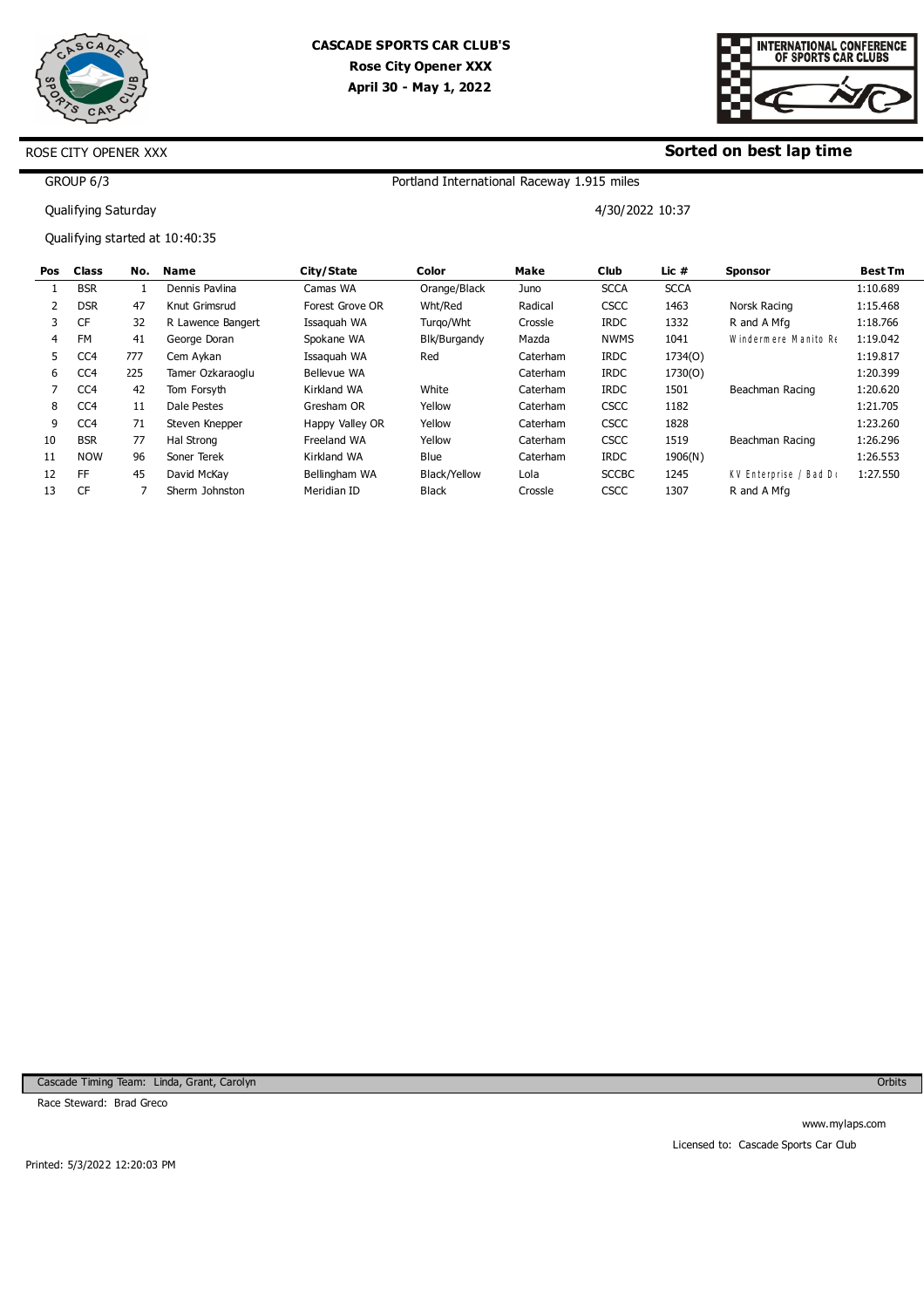**CASCADE SPORTS CAR CLUB'S**
**Rose City Opener XXX**
**April 30 - May 1, 2022**

INTERNATIONAL CONFERENCE OF SPORTS CAR CLUBS

ROSE CITY OPENER XXX

**Sorted on best lap time**

GROUP 6/3

Portland International Raceway 1.915 miles

Qualifying Saturday

4/30/2022 10:37

Qualifying started at 10:40:35

| Pos | Class | No. | Name | City/State | Color | Make | Club | Lic # | Sponsor | Best Tm |
|---|---|---|---|---|---|---|---|---|---|---|
| 1 | BSR | 1 | Dennis Pavlina | Camas WA | Orange/Black | Juno | SCCA | SCCA | | 1:10.689 |
| 2 | DSR | 47 | Knut Grimsrud | Forest Grove OR | Wht/Red | Radical | CSCC | 1463 | Norsk Racing | 1:15.468 |
| 3 | CF | 32 | R Lawence Bangert | Issaquah WA | Turqo/Wht | Crossle | IRDC | 1332 | R and A Mfg | 1:18.766 |
| 4 | FM | 41 | George Doran | Spokane WA | Blk/Burgandy | Mazda | NWMS | 1041 | Windermere Manito Re | 1:19.042 |
| 5 | CC4 | 777 | Cem Aykan | Issaquah WA | Red | Caterham | IRDC | 1734(O) | | 1:19.817 |
| 6 | CC4 | 225 | Tamer Ozkaraoglu | Bellevue WA | | Caterham | IRDC | 1730(O) | | 1:20.399 |
| 7 | CC4 | 42 | Tom Forsyth | Kirkland WA | White | Caterham | IRDC | 1501 | Beachman Racing | 1:20.620 |
| 8 | CC4 | 11 | Dale Pestes | Gresham OR | Yellow | Caterham | CSCC | 1182 | | 1:21.705 |
| 9 | CC4 | 71 | Steven Knepper | Happy Valley OR | Yellow | Caterham | CSCC | 1828 | | 1:23.260 |
| 10 | BSR | 77 | Hal Strong | Freeland WA | Yellow | Caterham | CSCC | 1519 | Beachman Racing | 1:26.296 |
| 11 | NOW | 96 | Soner Terek | Kirkland WA | Blue | Caterham | IRDC | 1906(N) | | 1:26.553 |
| 12 | FF | 45 | David McKay | Bellingham WA | Black/Yellow | Lola | SCCBC | 1245 | KV Enterprise / Bad D | 1:27.550 |
| 13 | CF | 7 | Sherm Johnston | Meridian ID | Black | Crossle | CSCC | 1307 | R and A Mfg | |

Cascade Timing Team: Linda, Grant, Carolyn

Orbits

Race Steward: Brad Greco

www.mylaps.com

Licensed to: Cascade Sports Car Club

Printed: 5/3/2022 12:20:03 PM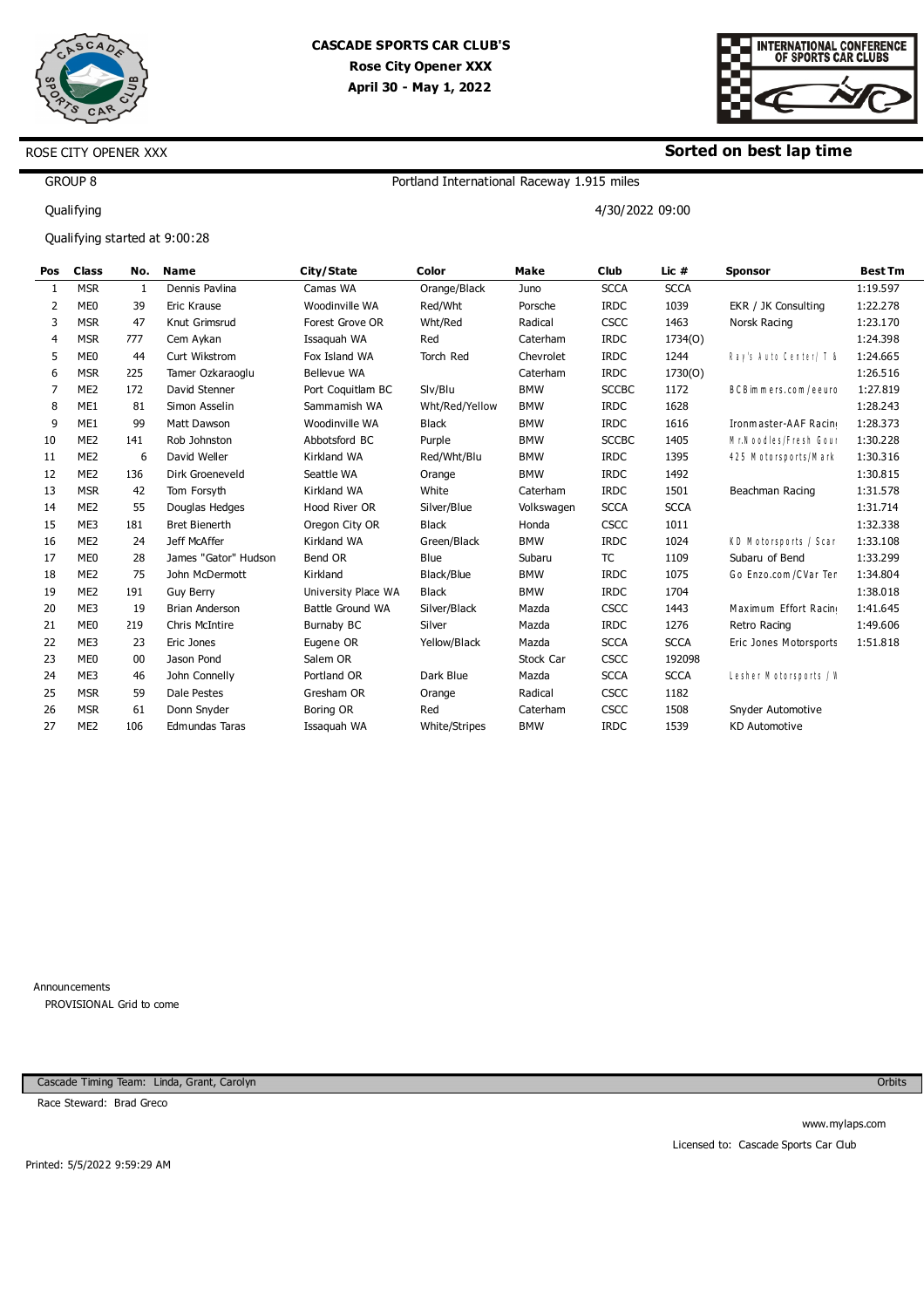**CASCADE SPORTS CAR CLUB'S**
**Rose City Opener XXX**
**April 30 - May 1, 2022**

INTERNATIONAL CONFERENCE OF SPORTS CAR CLUBS

ROSE CITY OPENER XXX

**Sorted on best lap time**

GROUP 8

Portland International Raceway 1.915 miles

Qualifying

4/30/2022 09:00

Qualifying started at 9:00:28

| Pos | Class | No. | Name | City/State | Color | Make | Club | Lic # | Sponsor | Best Tm |
|---|---|---|---|---|---|---|---|---|---|---|
| 1 | MSR | 1 | Dennis Pavlina | Camas WA | Orange/Black | Juno | SCCA | SCCA | | 1:19.597 |
| 2 | ME0 | 39 | Eric Krause | Woodinville WA | Red/Wht | Porsche | IRDC | 1039 | EKR / JK Consulting | 1:22.278 |
| 3 | MSR | 47 | Knut Grimsrud | Forest Grove OR | Wht/Red | Radical | CSCC | 1463 | Norsk Racing | 1:23.170 |
| 4 | MSR | 777 | Cem Aykan | Issaquah WA | Red | Caterham | IRDC | 1734(O) | | 1:24.398 |
| 5 | ME0 | 44 | Curt Wikstrom | Fox Island WA | Torch Red | Chevrolet | IRDC | 1244 | Ray's Auto Center/ T & | 1:24.665 |
| 6 | MSR | 225 | Tamer Ozkaraoglu | Bellevue WA | | Caterham | IRDC | 1730(O) | | 1:26.516 |
| 7 | ME2 | 172 | David Stenner | Port Coquitlam BC | Slv/Blu | BMW | SCCBC | 1172 | BCBimmers.com/eeuro | 1:27.819 |
| 8 | ME1 | 81 | Simon Asselin | Sammamish WA | Wht/Red/Yellow | BMW | IRDC | 1628 | | 1:28.243 |
| 9 | ME1 | 99 | Matt Dawson | Woodinville WA | Black | BMW | IRDC | 1616 | Ironmaster-AAF Racin | 1:28.373 |
| 10 | ME2 | 141 | Rob Johnston | Abbotsford BC | Purple | BMW | SCCBC | 1405 | Mr.Noodles/Fresh Gou | 1:30.228 |
| 11 | ME2 | 6 | David Weller | Kirkland WA | Red/Wht/Blu | BMW | IRDC | 1395 | 425 Motorsports/Mark | 1:30.316 |
| 12 | ME2 | 136 | Dirk Groeneveld | Seattle WA | Orange | BMW | IRDC | 1492 | | 1:30.815 |
| 13 | MSR | 42 | Tom Forsyth | Kirkland WA | White | Caterham | IRDC | 1501 | Beachman Racing | 1:31.578 |
| 14 | ME2 | 55 | Douglas Hedges | Hood River OR | Silver/Blue | Volkswagen | SCCA | SCCA | | 1:31.714 |
| 15 | ME3 | 181 | Bret Bienerth | Oregon City OR | Black | Honda | CSCC | 1011 | | 1:32.338 |
| 16 | ME2 | 24 | Jeff McAffer | Kirkland WA | Green/Black | BMW | IRDC | 1024 | KD Motorsports / Scar | 1:33.108 |
| 17 | ME0 | 28 | James "Gator" Hudson | Bend OR | Blue | Subaru | TC | 1109 | Subaru of Bend | 1:33.299 |
| 18 | ME2 | 75 | John McDermott | Kirkland | Black/Blue | BMW | IRDC | 1075 | Go Enzo.com/CVar Ter | 1:34.804 |
| 19 | ME2 | 191 | Guy Berry | University Place WA | Black | BMW | IRDC | 1704 | | 1:38.018 |
| 20 | ME3 | 19 | Brian Anderson | Battle Ground WA | Silver/Black | Mazda | CSCC | 1443 | Maximum Effort Racin | 1:41.645 |
| 21 | ME0 | 219 | Chris McIntire | Burnaby BC | Silver | Mazda | IRDC | 1276 | Retro Racing | 1:49.606 |
| 22 | ME3 | 23 | Eric Jones | Eugene OR | Yellow/Black | Mazda | SCCA | SCCA | Eric Jones Motorsports | 1:51.818 |
| 23 | ME0 | 00 | Jason Pond | Salem OR | | Stock Car | CSCC | 192098 | | |
| 24 | ME3 | 46 | John Connelly | Portland OR | Dark Blue | Mazda | SCCA | SCCA | Lesher Motorsports / W | |
| 25 | MSR | 59 | Dale Pestes | Gresham OR | Orange | Radical | CSCC | 1182 | | |
| 26 | MSR | 61 | Donn Snyder | Boring OR | Red | Caterham | CSCC | 1508 | Snyder Automotive | |
| 27 | ME2 | 106 | Edmundas Taras | Issaquah WA | White/Stripes | BMW | IRDC | 1539 | KD Automotive | |

Announcements

PROVISIONAL Grid to come

Cascade Timing Team: Linda, Grant, Carolyn

Orbits

Race Steward: Brad Greco

www.mylaps.com

Licensed to: Cascade Sports Car Club

Printed: 5/5/2022 9:59:29 AM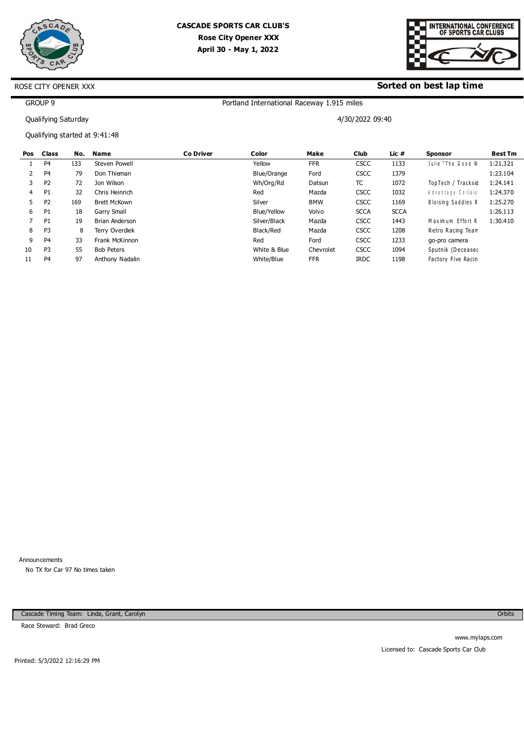**CASCADE SPORTS CAR CLUB'S**
**Rose City Opener XXX**
**April 30 - May 1, 2022**

INTERNATIONAL CONFERENCE OF SPORTS CAR CLUBS

ROSE CITY OPENER XXX

**Sorted on best lap time**

GROUP 9

Portland International Raceway 1.915 miles

Qualifying Saturday

4/30/2022 09:40

Qualifying started at 9:41:48

| Pos | Class | No. | Name | Co Driver | Color | Make | Club | Lic # | Sponsor | Best Tm |
|---|---|---|---|---|---|---|---|---|---|---|
| 1 | P4 | 133 | Steven Powell | | Yellow | FFR | CSCC | 1133 | Julie 'The Good W | 1:21.321 |
| 2 | P4 | 79 | Don Thieman | | Blue/Orange | Ford | CSCC | 1379 | | 1:23.104 |
| 3 | P2 | 72 | Jon Wilson | | Wh/Org/Rd | Datsun | TC | 1072 | TopTech / Tracksid | 1:24.141 |
| 4 | P1 | 32 | Chris Heinrich | | Red | Mazda | CSCC | 1032 | Advantage Collisio | 1:24.370 |
| 5 | P2 | 169 | Brett McKown | | Silver | BMW | CSCC | 1169 | Bloising Saddles R | 1:25.270 |
| 6 | P1 | 18 | Garry Small | | Blue/Yellow | Volvo | SCCA | SCCA | | 1:26.113 |
| 7 | P1 | 19 | Brian Anderson | | Silver/Black | Mazda | CSCC | 1443 | Maximum Effort R | 1:30.410 |
| 8 | P3 | 8 | Terry Overdiek | | Black/Red | Mazda | CSCC | 1208 | Retro Racing Team | |
| 9 | P4 | 33 | Frank McKinnon | | Red | Ford | CSCC | 1233 | go-pro camera | |
| 10 | P3 | 55 | Bob Peters | | White & Blue | Chevrolet | CSCC | 1094 | Sputnik (Deceased | |
| 11 | P4 | 97 | Anthony Nadalin | | White/Blue | FFR | IRDC | 1198 | Factory Five Racin | |

Announcements

No TX for Car 97 No times taken

Cascade Timing Team: Linda, Grant, Carolyn

Orbits

Race Steward: Brad Greco

www.mylaps.com

Licensed to: Cascade Sports Car Club

Printed: 5/3/2022 12:16:29 PM